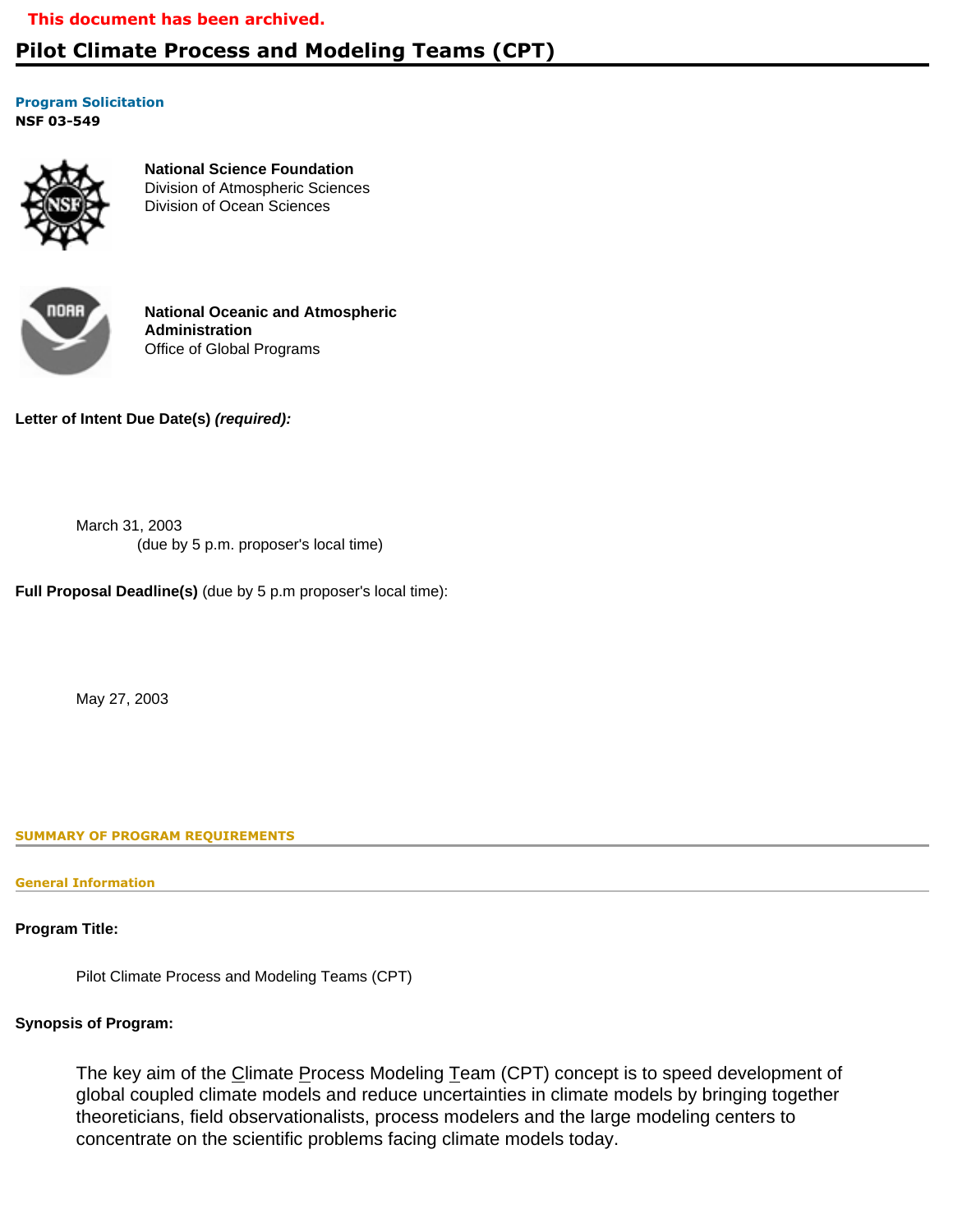This document has been archived.

# Pilot Climate Process and Modeling Teams (CPT)

**Program Solicitation**
**NSF 03-549**

**National Science Foundation**
Division of Atmospheric Sciences
Division of Ocean Sciences

**National Oceanic and Atmospheric Administration**
Office of Global Programs

**Letter of Intent Due Date(s)** ***(required):***

March 31, 2003
(due by 5 p.m. proposer's local time)

**Full Proposal Deadline(s)** (due by 5 p.m proposer's local time):

May 27, 2003

## SUMMARY OF PROGRAM REQUIREMENTS

### General Information

**Program Title:**

Pilot Climate Process and Modeling Teams (CPT)

**Synopsis of Program:**

The key aim of the Climate Process Modeling Team (CPT) concept is to speed development of global coupled climate models and reduce uncertainties in climate models by bringing together theoreticians, field observationalists, process modelers and the large modeling centers to concentrate on the scientific problems facing climate models today.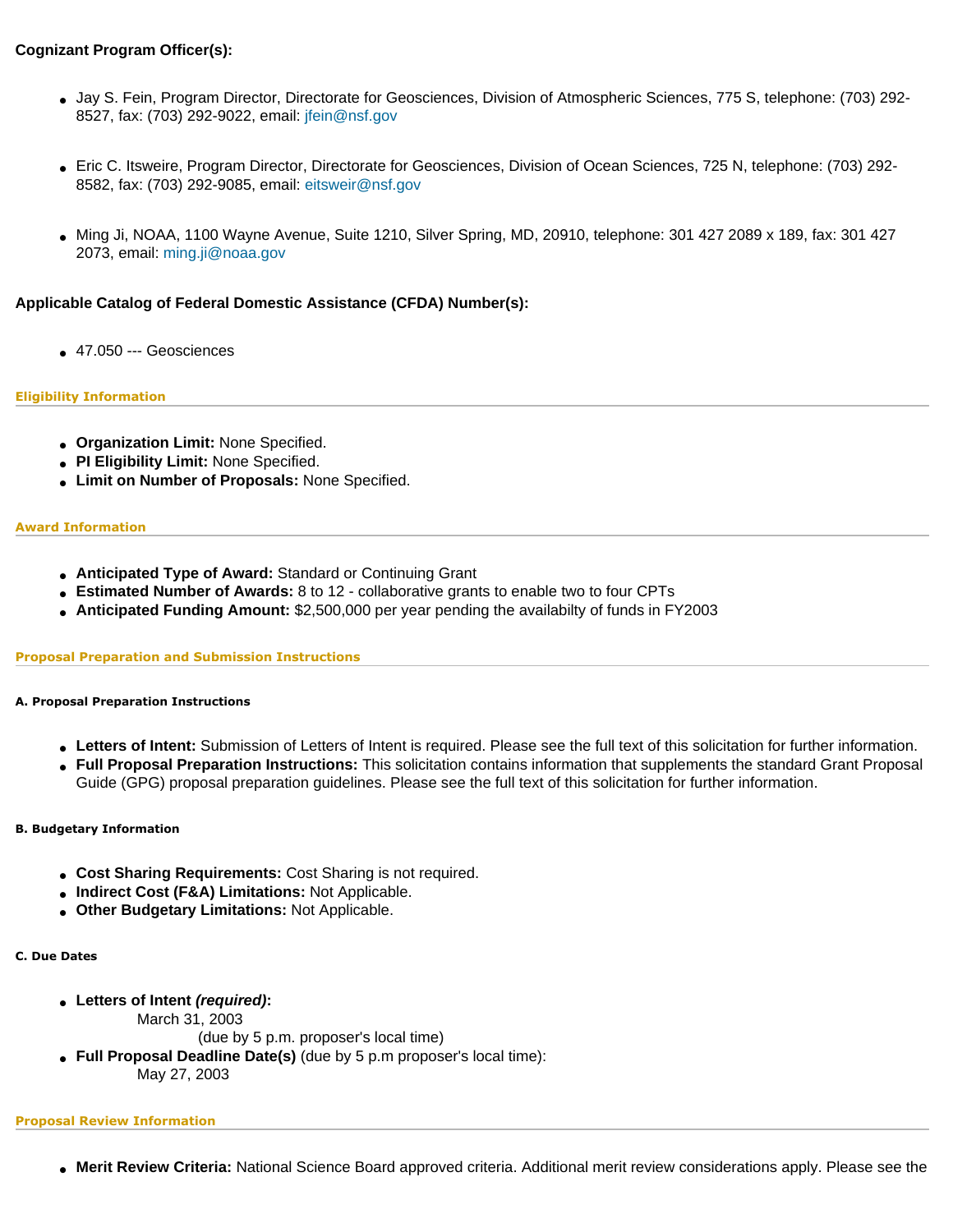**Cognizant Program Officer(s):**

- Jay S. Fein, Program Director, Directorate for Geosciences, Division of Atmospheric Sciences, 775 S, telephone: (703) 292-8527, fax: (703) 292-9022, email: jfein@nsf.gov

- Eric C. Itsweire, Program Director, Directorate for Geosciences, Division of Ocean Sciences, 725 N, telephone: (703) 292-8582, fax: (703) 292-9085, email: eitsweir@nsf.gov

- Ming Ji, NOAA, 1100 Wayne Avenue, Suite 1210, Silver Spring, MD, 20910, telephone: 301 427 2089 x 189, fax: 301 427 2073, email: ming.ji@noaa.gov

**Applicable Catalog of Federal Domestic Assistance (CFDA) Number(s):**

- 47.050 --- Geosciences

### Eligibility Information

- **Organization Limit:** None Specified.
- **PI Eligibility Limit:** None Specified.
- **Limit on Number of Proposals:** None Specified.

### Award Information

- **Anticipated Type of Award:** Standard or Continuing Grant
- **Estimated Number of Awards:** 8 to 12 - collaborative grants to enable two to four CPTs
- **Anticipated Funding Amount:** $2,500,000 per year pending the availabilty of funds in FY2003

### Proposal Preparation and Submission Instructions

#### A. Proposal Preparation Instructions

- **Letters of Intent:** Submission of Letters of Intent is required. Please see the full text of this solicitation for further information.
- **Full Proposal Preparation Instructions:** This solicitation contains information that supplements the standard Grant Proposal Guide (GPG) proposal preparation guidelines. Please see the full text of this solicitation for further information.

#### B. Budgetary Information

- **Cost Sharing Requirements:** Cost Sharing is not required.
- **Indirect Cost (F&A) Limitations:** Not Applicable.
- **Other Budgetary Limitations:** Not Applicable.

#### C. Due Dates

- **Letters of Intent *(required)*:**
  March 31, 2003
  (due by 5 p.m. proposer's local time)
- **Full Proposal Deadline Date(s)** (due by 5 p.m proposer's local time):
  May 27, 2003

### Proposal Review Information

- **Merit Review Criteria:** National Science Board approved criteria. Additional merit review considerations apply. Please see the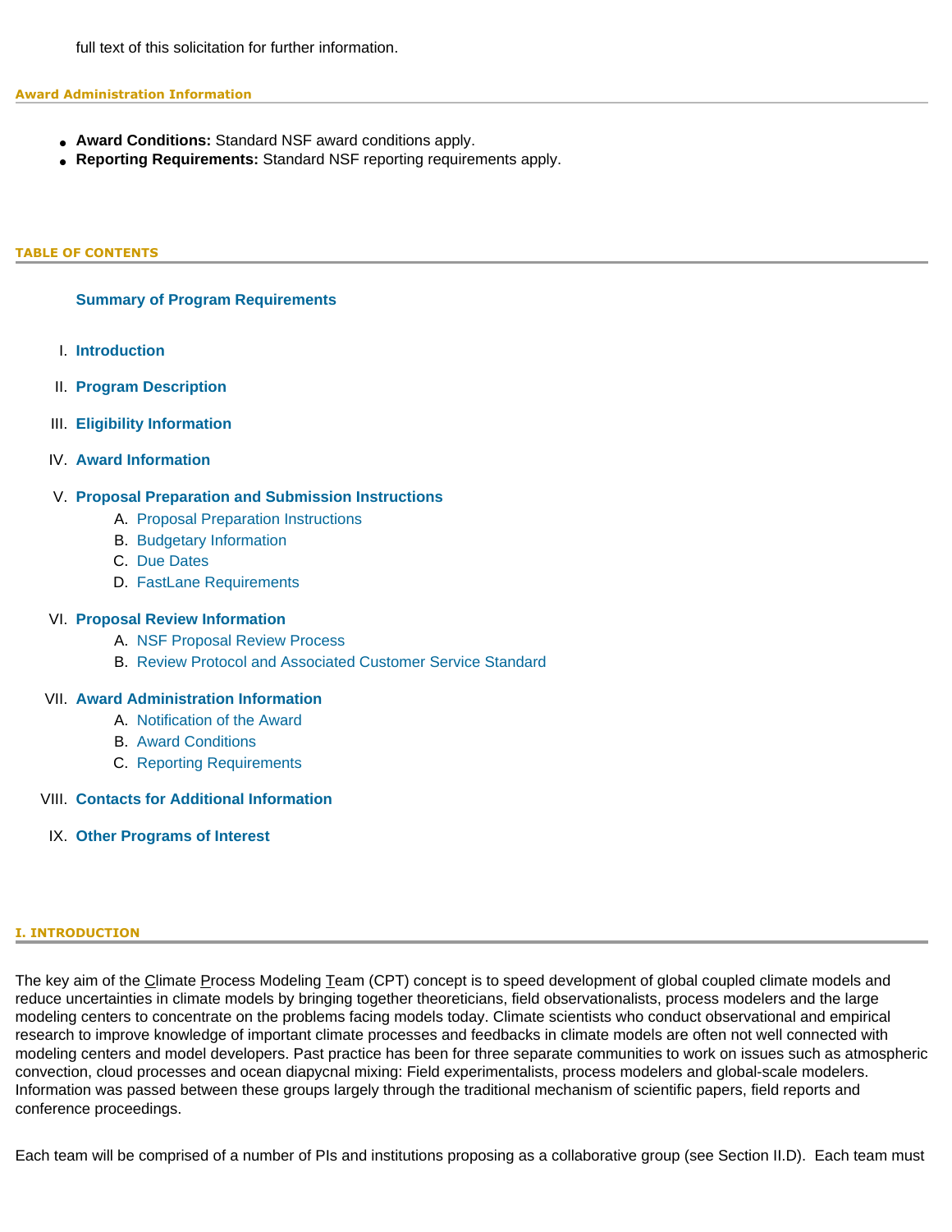full text of this solicitation for further information.

## Award Administration Information

- **Award Conditions:** Standard NSF award conditions apply.
- **Reporting Requirements:** Standard NSF reporting requirements apply.

## TABLE OF CONTENTS

**Summary of Program Requirements**

I. **Introduction**

II. **Program Description**

III. **Eligibility Information**

IV. **Award Information**

V. **Proposal Preparation and Submission Instructions**
   - A. Proposal Preparation Instructions
   - B. Budgetary Information
   - C. Due Dates
   - D. FastLane Requirements

VI. **Proposal Review Information**
   - A. NSF Proposal Review Process
   - B. Review Protocol and Associated Customer Service Standard

VII. **Award Administration Information**
   - A. Notification of the Award
   - B. Award Conditions
   - C. Reporting Requirements

VIII. **Contacts for Additional Information**

IX. **Other Programs of Interest**

## I. INTRODUCTION

The key aim of the Climate Process Modeling Team (CPT) concept is to speed development of global coupled climate models and reduce uncertainties in climate models by bringing together theoreticians, field observationalists, process modelers and the large modeling centers to concentrate on the problems facing models today. Climate scientists who conduct observational and empirical research to improve knowledge of important climate processes and feedbacks in climate models are often not well connected with modeling centers and model developers. Past practice has been for three separate communities to work on issues such as atmospheric convection, cloud processes and ocean diapycnal mixing: Field experimentalists, process modelers and global-scale modelers. Information was passed between these groups largely through the traditional mechanism of scientific papers, field reports and conference proceedings.

Each team will be comprised of a number of PIs and institutions proposing as a collaborative group (see Section II.D). Each team must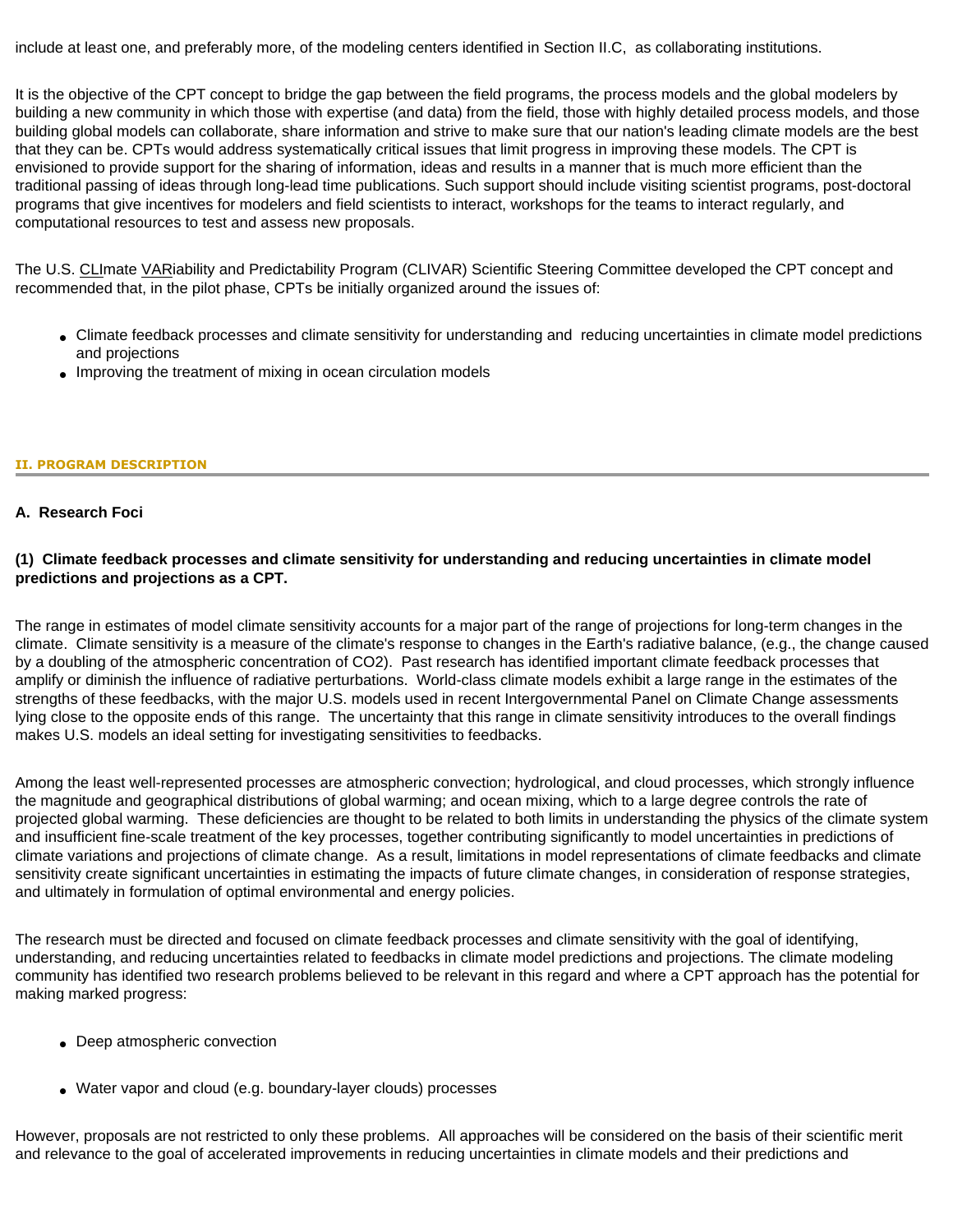include at least one, and preferably more, of the modeling centers identified in Section II.C, as collaborating institutions.

It is the objective of the CPT concept to bridge the gap between the field programs, the process models and the global modelers by building a new community in which those with expertise (and data) from the field, those with highly detailed process models, and those building global models can collaborate, share information and strive to make sure that our nation's leading climate models are the best that they can be. CPTs would address systematically critical issues that limit progress in improving these models. The CPT is envisioned to provide support for the sharing of information, ideas and results in a manner that is much more efficient than the traditional passing of ideas through long-lead time publications. Such support should include visiting scientist programs, post-doctoral programs that give incentives for modelers and field scientists to interact, workshops for the teams to interact regularly, and computational resources to test and assess new proposals.

The U.S. CLImate VARiability and Predictability Program (CLIVAR) Scientific Steering Committee developed the CPT concept and recommended that, in the pilot phase, CPTs be initially organized around the issues of:

- Climate feedback processes and climate sensitivity for understanding and reducing uncertainties in climate model predictions and projections
- Improving the treatment of mixing in ocean circulation models

## II. PROGRAM DESCRIPTION

### A. Research Foci

#### (1) Climate feedback processes and climate sensitivity for understanding and reducing uncertainties in climate model predictions and projections as a CPT.

The range in estimates of model climate sensitivity accounts for a major part of the range of projections for long-term changes in the climate. Climate sensitivity is a measure of the climate's response to changes in the Earth's radiative balance, (e.g., the change caused by a doubling of the atmospheric concentration of $CO_2$). Past research has identified important climate feedback processes that amplify or diminish the influence of radiative perturbations. World-class climate models exhibit a large range in the estimates of the strengths of these feedbacks, with the major U.S. models used in recent Intergovernmental Panel on Climate Change assessments lying close to the opposite ends of this range. The uncertainty that this range in climate sensitivity introduces to the overall findings makes U.S. models an ideal setting for investigating sensitivities to feedbacks.

Among the least well-represented processes are atmospheric convection; hydrological, and cloud processes, which strongly influence the magnitude and geographical distributions of global warming; and ocean mixing, which to a large degree controls the rate of projected global warming. These deficiencies are thought to be related to both limits in understanding the physics of the climate system and insufficient fine-scale treatment of the key processes, together contributing significantly to model uncertainties in predictions of climate variations and projections of climate change. As a result, limitations in model representations of climate feedbacks and climate sensitivity create significant uncertainties in estimating the impacts of future climate changes, in consideration of response strategies, and ultimately in formulation of optimal environmental and energy policies.

The research must be directed and focused on climate feedback processes and climate sensitivity with the goal of identifying, understanding, and reducing uncertainties related to feedbacks in climate model predictions and projections. The climate modeling community has identified two research problems believed to be relevant in this regard and where a CPT approach has the potential for making marked progress:

- Deep atmospheric convection
- Water vapor and cloud (e.g. boundary-layer clouds) processes

However, proposals are not restricted to only these problems. All approaches will be considered on the basis of their scientific merit and relevance to the goal of accelerated improvements in reducing uncertainties in climate models and their predictions and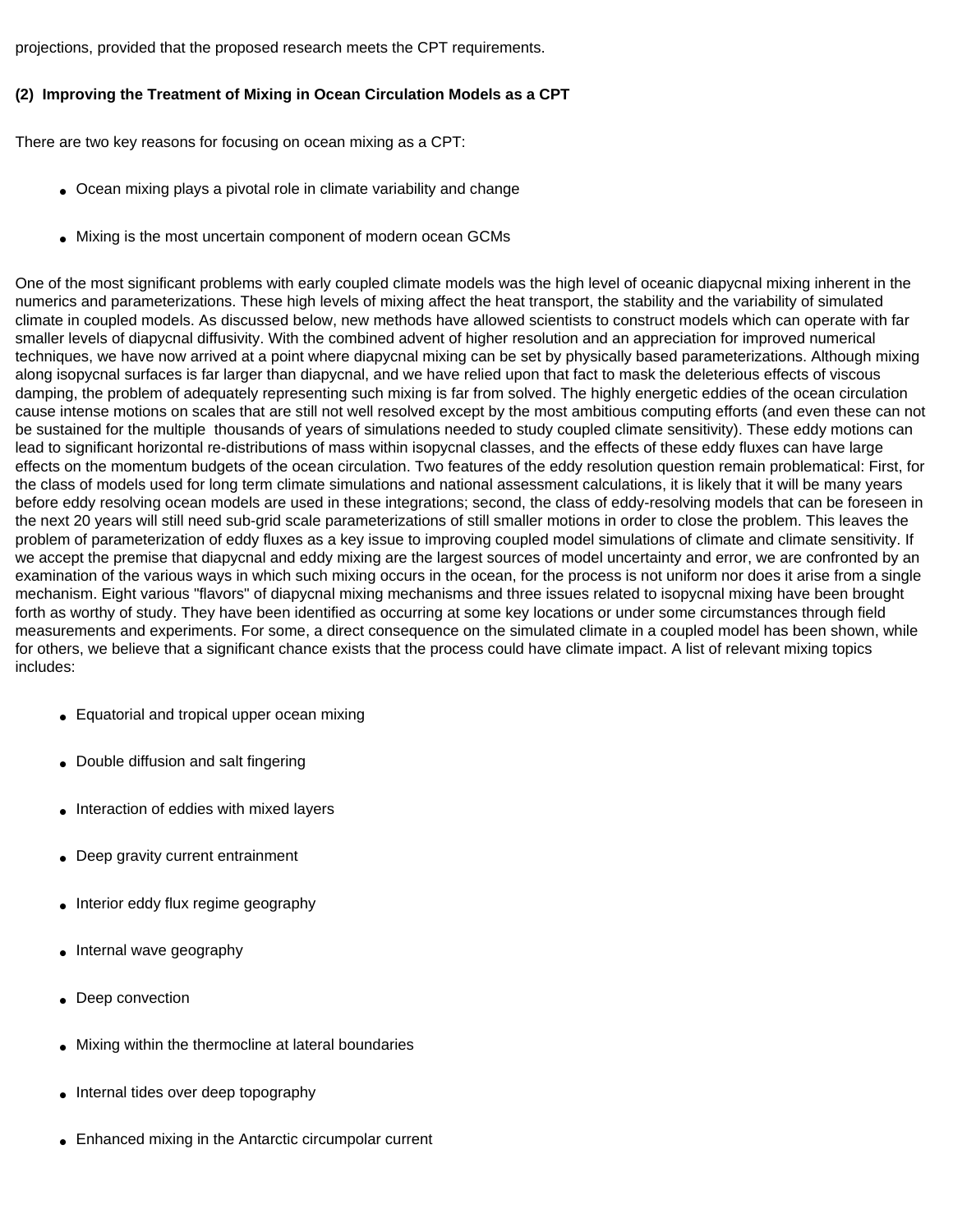projections, provided that the proposed research meets the CPT requirements.

**(2) Improving the Treatment of Mixing in Ocean Circulation Models as a CPT**

There are two key reasons for focusing on ocean mixing as a CPT:

- Ocean mixing plays a pivotal role in climate variability and change
- Mixing is the most uncertain component of modern ocean GCMs

One of the most significant problems with early coupled climate models was the high level of oceanic diapycnal mixing inherent in the numerics and parameterizations. These high levels of mixing affect the heat transport, the stability and the variability of simulated climate in coupled models. As discussed below, new methods have allowed scientists to construct models which can operate with far smaller levels of diapycnal diffusivity. With the combined advent of higher resolution and an appreciation for improved numerical techniques, we have now arrived at a point where diapycnal mixing can be set by physically based parameterizations. Although mixing along isopycnal surfaces is far larger than diapycnal, and we have relied upon that fact to mask the deleterious effects of viscous damping, the problem of adequately representing such mixing is far from solved. The highly energetic eddies of the ocean circulation cause intense motions on scales that are still not well resolved except by the most ambitious computing efforts (and even these can not be sustained for the multiple thousands of years of simulations needed to study coupled climate sensitivity). These eddy motions can lead to significant horizontal re-distributions of mass within isopycnal classes, and the effects of these eddy fluxes can have large effects on the momentum budgets of the ocean circulation. Two features of the eddy resolution question remain problematical: First, for the class of models used for long term climate simulations and national assessment calculations, it is likely that it will be many years before eddy resolving ocean models are used in these integrations; second, the class of eddy-resolving models that can be foreseen in the next 20 years will still need sub-grid scale parameterizations of still smaller motions in order to close the problem. This leaves the problem of parameterization of eddy fluxes as a key issue to improving coupled model simulations of climate and climate sensitivity. If we accept the premise that diapycnal and eddy mixing are the largest sources of model uncertainty and error, we are confronted by an examination of the various ways in which such mixing occurs in the ocean, for the process is not uniform nor does it arise from a single mechanism. Eight various "flavors" of diapycnal mixing mechanisms and three issues related to isopycnal mixing have been brought forth as worthy of study. They have been identified as occurring at some key locations or under some circumstances through field measurements and experiments. For some, a direct consequence on the simulated climate in a coupled model has been shown, while for others, we believe that a significant chance exists that the process could have climate impact. A list of relevant mixing topics includes:

- Equatorial and tropical upper ocean mixing
- Double diffusion and salt fingering
- Interaction of eddies with mixed layers
- Deep gravity current entrainment
- Interior eddy flux regime geography
- Internal wave geography
- Deep convection
- Mixing within the thermocline at lateral boundaries
- Internal tides over deep topography
- Enhanced mixing in the Antarctic circumpolar current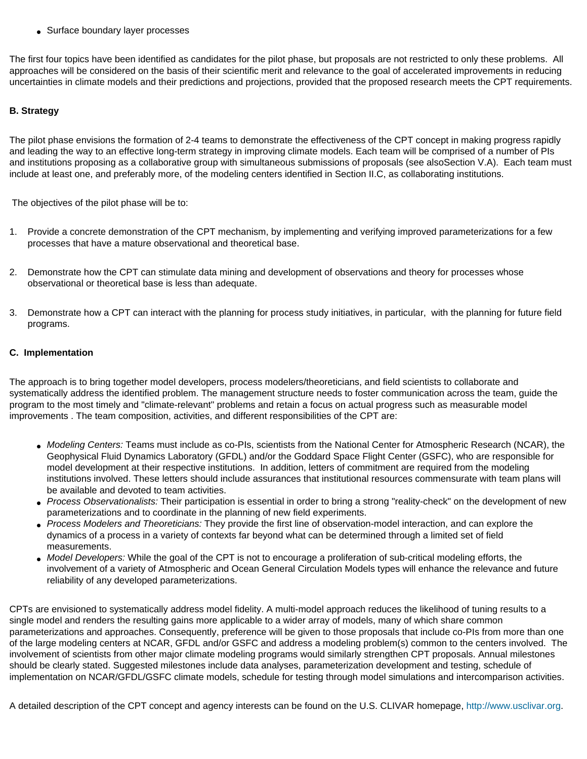- Surface boundary layer processes

The first four topics have been identified as candidates for the pilot phase, but proposals are not restricted to only these problems. All approaches will be considered on the basis of their scientific merit and relevance to the goal of accelerated improvements in reducing uncertainties in climate models and their predictions and projections, provided that the proposed research meets the CPT requirements.

**B. Strategy**

The pilot phase envisions the formation of 2-4 teams to demonstrate the effectiveness of the CPT concept in making progress rapidly and leading the way to an effective long-term strategy in improving climate models. Each team will be comprised of a number of PIs and institutions proposing as a collaborative group with simultaneous submissions of proposals (see alsoSection V.A). Each team must include at least one, and preferably more, of the modeling centers identified in Section II.C, as collaborating institutions.

The objectives of the pilot phase will be to:

1. Provide a concrete demonstration of the CPT mechanism, by implementing and verifying improved parameterizations for a few processes that have a mature observational and theoretical base.

2. Demonstrate how the CPT can stimulate data mining and development of observations and theory for processes whose observational or theoretical base is less than adequate.

3. Demonstrate how a CPT can interact with the planning for process study initiatives, in particular, with the planning for future field programs.

**C. Implementation**

The approach is to bring together model developers, process modelers/theoreticians, and field scientists to collaborate and systematically address the identified problem. The management structure needs to foster communication across the team, guide the program to the most timely and "climate-relevant" problems and retain a focus on actual progress such as measurable model improvements . The team composition, activities, and different responsibilities of the CPT are:

- *Modeling Centers:* Teams must include as co-PIs, scientists from the National Center for Atmospheric Research (NCAR), the Geophysical Fluid Dynamics Laboratory (GFDL) and/or the Goddard Space Flight Center (GSFC), who are responsible for model development at their respective institutions. In addition, letters of commitment are required from the modeling institutions involved. These letters should include assurances that institutional resources commensurate with team plans will be available and devoted to team activities.
- *Process Observationalists:* Their participation is essential in order to bring a strong "reality-check" on the development of new parameterizations and to coordinate in the planning of new field experiments.
- *Process Modelers and Theoreticians:* They provide the first line of observation-model interaction, and can explore the dynamics of a process in a variety of contexts far beyond what can be determined through a limited set of field measurements.
- *Model Developers:* While the goal of the CPT is not to encourage a proliferation of sub-critical modeling efforts, the involvement of a variety of Atmospheric and Ocean General Circulation Models types will enhance the relevance and future reliability of any developed parameterizations.

CPTs are envisioned to systematically address model fidelity. A multi-model approach reduces the likelihood of tuning results to a single model and renders the resulting gains more applicable to a wider array of models, many of which share common parameterizations and approaches. Consequently, preference will be given to those proposals that include co-PIs from more than one of the large modeling centers at NCAR, GFDL and/or GSFC and address a modeling problem(s) common to the centers involved. The involvement of scientists from other major climate modeling programs would similarly strengthen CPT proposals. Annual milestones should be clearly stated. Suggested milestones include data analyses, parameterization development and testing, schedule of implementation on NCAR/GFDL/GSFC climate models, schedule for testing through model simulations and intercomparison activities.

A detailed description of the CPT concept and agency interests can be found on the U.S. CLIVAR homepage, http://www.usclivar.org.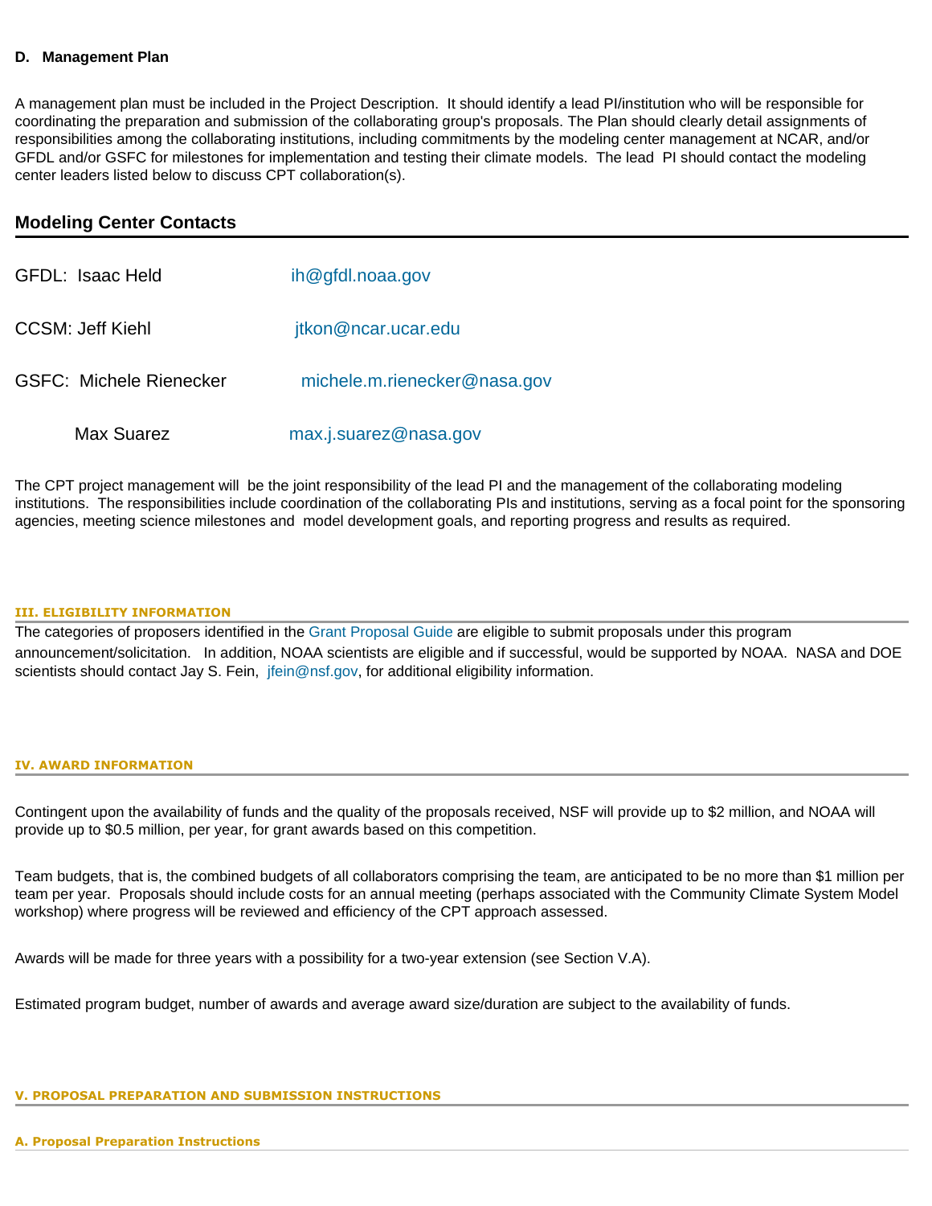**D. Management Plan**

A management plan must be included in the Project Description. It should identify a lead PI/institution who will be responsible for coordinating the preparation and submission of the collaborating group's proposals. The Plan should clearly detail assignments of responsibilities among the collaborating institutions, including commitments by the modeling center management at NCAR, and/or GFDL and/or GSFC for milestones for implementation and testing their climate models. The lead PI should contact the modeling center leaders listed below to discuss CPT collaboration(s).

## Modeling Center Contacts

| | |
|---|---|
| GFDL: Isaac Held | ih@gfdl.noaa.gov |
| CCSM: Jeff Kiehl | jtkon@ncar.ucar.edu |
| GSFC: Michele Rienecker | michele.m.rienecker@nasa.gov |
| Max Suarez | max.j.suarez@nasa.gov |

The CPT project management will be the joint responsibility of the lead PI and the management of the collaborating modeling institutions. The responsibilities include coordination of the collaborating PIs and institutions, serving as a focal point for the sponsoring agencies, meeting science milestones and model development goals, and reporting progress and results as required.

## III. ELIGIBILITY INFORMATION

The categories of proposers identified in the Grant Proposal Guide are eligible to submit proposals under this program announcement/solicitation. In addition, NOAA scientists are eligible and if successful, would be supported by NOAA. NASA and DOE scientists should contact Jay S. Fein, jfein@nsf.gov, for additional eligibility information.

## IV. AWARD INFORMATION

Contingent upon the availability of funds and the quality of the proposals received, NSF will provide up to $2 million, and NOAA will provide up to $0.5 million, per year, for grant awards based on this competition.

Team budgets, that is, the combined budgets of all collaborators comprising the team, are anticipated to be no more than $1 million per team per year. Proposals should include costs for an annual meeting (perhaps associated with the Community Climate System Model workshop) where progress will be reviewed and efficiency of the CPT approach assessed.

Awards will be made for three years with a possibility for a two-year extension (see Section V.A).

Estimated program budget, number of awards and average award size/duration are subject to the availability of funds.

## V. PROPOSAL PREPARATION AND SUBMISSION INSTRUCTIONS

### A. Proposal Preparation Instructions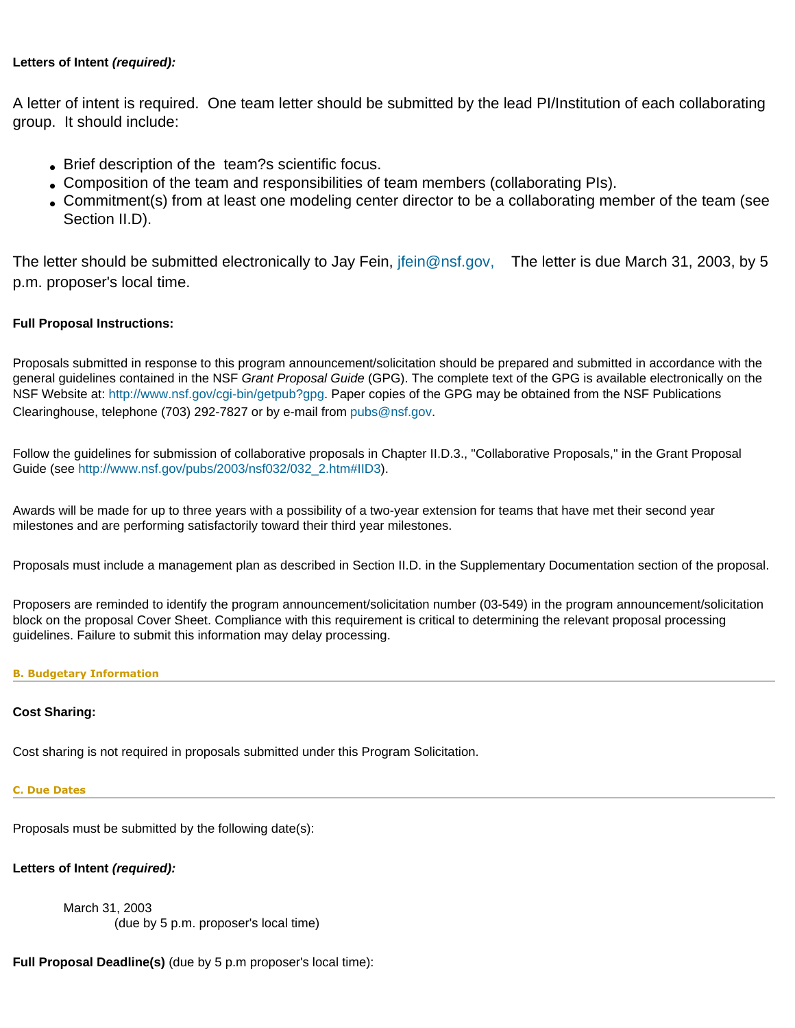**Letters of Intent *(required):***

A letter of intent is required. One team letter should be submitted by the lead PI/Institution of each collaborating group. It should include:

- Brief description of the team?s scientific focus.
- Composition of the team and responsibilities of team members (collaborating PIs).
- Commitment(s) from at least one modeling center director to be a collaborating member of the team (see Section II.D).

The letter should be submitted electronically to Jay Fein, jfein@nsf.gov, The letter is due March 31, 2003, by 5 p.m. proposer's local time.

**Full Proposal Instructions:**

Proposals submitted in response to this program announcement/solicitation should be prepared and submitted in accordance with the general guidelines contained in the NSF *Grant Proposal Guide* (GPG). The complete text of the GPG is available electronically on the NSF Website at: http://www.nsf.gov/cgi-bin/getpub?gpg. Paper copies of the GPG may be obtained from the NSF Publications Clearinghouse, telephone (703) 292-7827 or by e-mail from pubs@nsf.gov.

Follow the guidelines for submission of collaborative proposals in Chapter II.D.3., "Collaborative Proposals," in the Grant Proposal Guide (see http://www.nsf.gov/pubs/2003/nsf032/032_2.htm#IID3).

Awards will be made for up to three years with a possibility of a two-year extension for teams that have met their second year milestones and are performing satisfactorily toward their third year milestones.

Proposals must include a management plan as described in Section II.D. in the Supplementary Documentation section of the proposal.

Proposers are reminded to identify the program announcement/solicitation number (03-549) in the program announcement/solicitation block on the proposal Cover Sheet. Compliance with this requirement is critical to determining the relevant proposal processing guidelines. Failure to submit this information may delay processing.

#### B. Budgetary Information

**Cost Sharing:**

Cost sharing is not required in proposals submitted under this Program Solicitation.

#### C. Due Dates

Proposals must be submitted by the following date(s):

**Letters of Intent *(required):***

March 31, 2003
(due by 5 p.m. proposer's local time)

**Full Proposal Deadline(s)** (due by 5 p.m proposer's local time):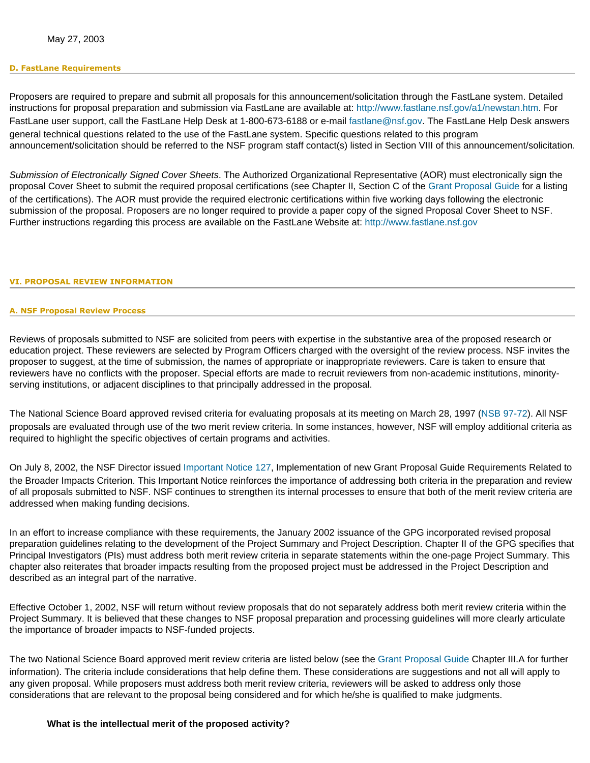May 27, 2003

#### D. FastLane Requirements

Proposers are required to prepare and submit all proposals for this announcement/solicitation through the FastLane system. Detailed instructions for proposal preparation and submission via FastLane are available at: http://www.fastlane.nsf.gov/a1/newstan.htm. For FastLane user support, call the FastLane Help Desk at 1-800-673-6188 or e-mail fastlane@nsf.gov. The FastLane Help Desk answers general technical questions related to the use of the FastLane system. Specific questions related to this program announcement/solicitation should be referred to the NSF program staff contact(s) listed in Section VIII of this announcement/solicitation.

*Submission of Electronically Signed Cover Sheets*. The Authorized Organizational Representative (AOR) must electronically sign the proposal Cover Sheet to submit the required proposal certifications (see Chapter II, Section C of the Grant Proposal Guide for a listing of the certifications). The AOR must provide the required electronic certifications within five working days following the electronic submission of the proposal. Proposers are no longer required to provide a paper copy of the signed Proposal Cover Sheet to NSF. Further instructions regarding this process are available on the FastLane Website at: http://www.fastlane.nsf.gov

## VI. PROPOSAL REVIEW INFORMATION

#### A. NSF Proposal Review Process

Reviews of proposals submitted to NSF are solicited from peers with expertise in the substantive area of the proposed research or education project. These reviewers are selected by Program Officers charged with the oversight of the review process. NSF invites the proposer to suggest, at the time of submission, the names of appropriate or inappropriate reviewers. Care is taken to ensure that reviewers have no conflicts with the proposer. Special efforts are made to recruit reviewers from non-academic institutions, minority-serving institutions, or adjacent disciplines to that principally addressed in the proposal.

The National Science Board approved revised criteria for evaluating proposals at its meeting on March 28, 1997 (NSB 97-72). All NSF proposals are evaluated through use of the two merit review criteria. In some instances, however, NSF will employ additional criteria as required to highlight the specific objectives of certain programs and activities.

On July 8, 2002, the NSF Director issued Important Notice 127, Implementation of new Grant Proposal Guide Requirements Related to the Broader Impacts Criterion. This Important Notice reinforces the importance of addressing both criteria in the preparation and review of all proposals submitted to NSF. NSF continues to strengthen its internal processes to ensure that both of the merit review criteria are addressed when making funding decisions.

In an effort to increase compliance with these requirements, the January 2002 issuance of the GPG incorporated revised proposal preparation guidelines relating to the development of the Project Summary and Project Description. Chapter II of the GPG specifies that Principal Investigators (PIs) must address both merit review criteria in separate statements within the one-page Project Summary. This chapter also reiterates that broader impacts resulting from the proposed project must be addressed in the Project Description and described as an integral part of the narrative.

Effective October 1, 2002, NSF will return without review proposals that do not separately address both merit review criteria within the Project Summary. It is believed that these changes to NSF proposal preparation and processing guidelines will more clearly articulate the importance of broader impacts to NSF-funded projects.

The two National Science Board approved merit review criteria are listed below (see the Grant Proposal Guide Chapter III.A for further information). The criteria include considerations that help define them. These considerations are suggestions and not all will apply to any given proposal. While proposers must address both merit review criteria, reviewers will be asked to address only those considerations that are relevant to the proposal being considered and for which he/she is qualified to make judgments.

**What is the intellectual merit of the proposed activity?**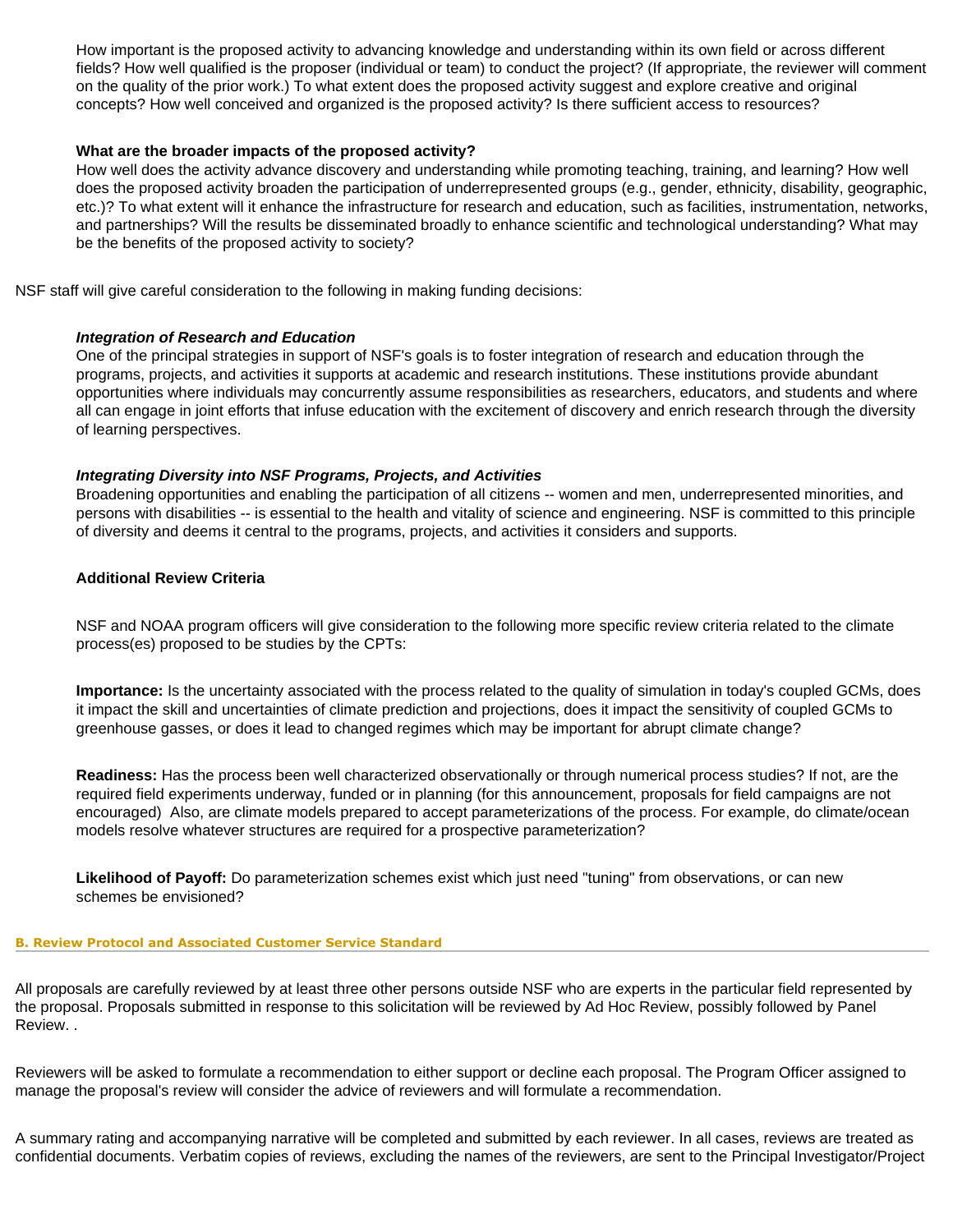How important is the proposed activity to advancing knowledge and understanding within its own field or across different fields? How well qualified is the proposer (individual or team) to conduct the project? (If appropriate, the reviewer will comment on the quality of the prior work.) To what extent does the proposed activity suggest and explore creative and original concepts? How well conceived and organized is the proposed activity? Is there sufficient access to resources?

**What are the broader impacts of the proposed activity?**
How well does the activity advance discovery and understanding while promoting teaching, training, and learning? How well does the proposed activity broaden the participation of underrepresented groups (e.g., gender, ethnicity, disability, geographic, etc.)? To what extent will it enhance the infrastructure for research and education, such as facilities, instrumentation, networks, and partnerships? Will the results be disseminated broadly to enhance scientific and technological understanding? What may be the benefits of the proposed activity to society?

NSF staff will give careful consideration to the following in making funding decisions:

***Integration of Research and Education***
One of the principal strategies in support of NSF's goals is to foster integration of research and education through the programs, projects, and activities it supports at academic and research institutions. These institutions provide abundant opportunities where individuals may concurrently assume responsibilities as researchers, educators, and students and where all can engage in joint efforts that infuse education with the excitement of discovery and enrich research through the diversity of learning perspectives.

***Integrating Diversity into NSF Programs, Projects, and Activities***
Broadening opportunities and enabling the participation of all citizens -- women and men, underrepresented minorities, and persons with disabilities -- is essential to the health and vitality of science and engineering. NSF is committed to this principle of diversity and deems it central to the programs, projects, and activities it considers and supports.

**Additional Review Criteria**

NSF and NOAA program officers will give consideration to the following more specific review criteria related to the climate process(es) proposed to be studies by the CPTs:

**Importance:** Is the uncertainty associated with the process related to the quality of simulation in today's coupled GCMs, does it impact the skill and uncertainties of climate prediction and projections, does it impact the sensitivity of coupled GCMs to greenhouse gasses, or does it lead to changed regimes which may be important for abrupt climate change?

**Readiness:** Has the process been well characterized observationally or through numerical process studies? If not, are the required field experiments underway, funded or in planning (for this announcement, proposals for field campaigns are not encouraged) Also, are climate models prepared to accept parameterizations of the process. For example, do climate/ocean models resolve whatever structures are required for a prospective parameterization?

**Likelihood of Payoff:** Do parameterization schemes exist which just need "tuning" from observations, or can new schemes be envisioned?

#### B. Review Protocol and Associated Customer Service Standard

All proposals are carefully reviewed by at least three other persons outside NSF who are experts in the particular field represented by the proposal. Proposals submitted in response to this solicitation will be reviewed by Ad Hoc Review, possibly followed by Panel Review. .

Reviewers will be asked to formulate a recommendation to either support or decline each proposal. The Program Officer assigned to manage the proposal's review will consider the advice of reviewers and will formulate a recommendation.

A summary rating and accompanying narrative will be completed and submitted by each reviewer. In all cases, reviews are treated as confidential documents. Verbatim copies of reviews, excluding the names of the reviewers, are sent to the Principal Investigator/Project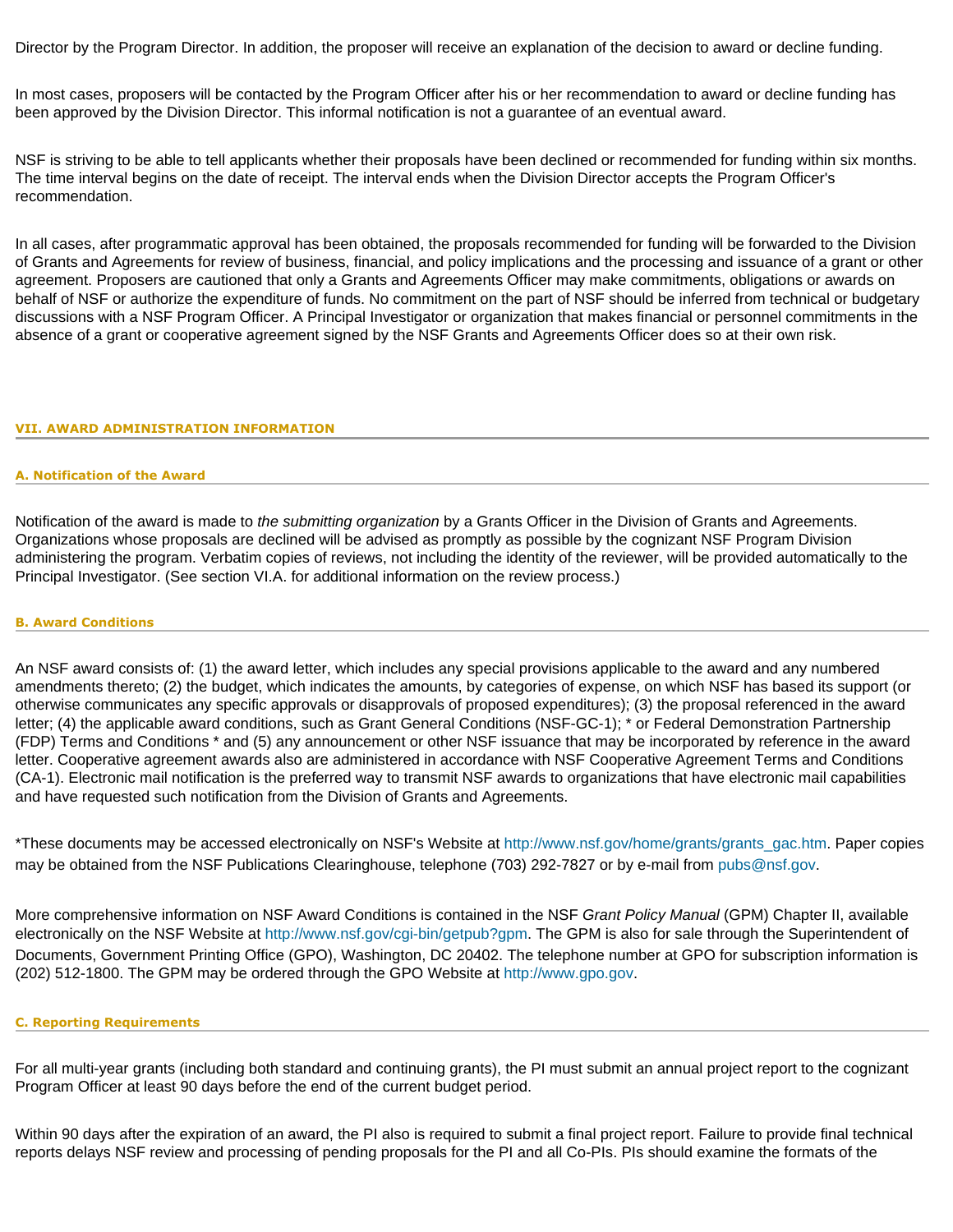Director by the Program Director. In addition, the proposer will receive an explanation of the decision to award or decline funding.

In most cases, proposers will be contacted by the Program Officer after his or her recommendation to award or decline funding has been approved by the Division Director. This informal notification is not a guarantee of an eventual award.

NSF is striving to be able to tell applicants whether their proposals have been declined or recommended for funding within six months. The time interval begins on the date of receipt. The interval ends when the Division Director accepts the Program Officer's recommendation.

In all cases, after programmatic approval has been obtained, the proposals recommended for funding will be forwarded to the Division of Grants and Agreements for review of business, financial, and policy implications and the processing and issuance of a grant or other agreement. Proposers are cautioned that only a Grants and Agreements Officer may make commitments, obligations or awards on behalf of NSF or authorize the expenditure of funds. No commitment on the part of NSF should be inferred from technical or budgetary discussions with a NSF Program Officer. A Principal Investigator or organization that makes financial or personnel commitments in the absence of a grant or cooperative agreement signed by the NSF Grants and Agreements Officer does so at their own risk.

## VII. AWARD ADMINISTRATION INFORMATION

### A. Notification of the Award

Notification of the award is made to *the submitting organization* by a Grants Officer in the Division of Grants and Agreements. Organizations whose proposals are declined will be advised as promptly as possible by the cognizant NSF Program Division administering the program. Verbatim copies of reviews, not including the identity of the reviewer, will be provided automatically to the Principal Investigator. (See section VI.A. for additional information on the review process.)

### B. Award Conditions

An NSF award consists of: (1) the award letter, which includes any special provisions applicable to the award and any numbered amendments thereto; (2) the budget, which indicates the amounts, by categories of expense, on which NSF has based its support (or otherwise communicates any specific approvals or disapprovals of proposed expenditures); (3) the proposal referenced in the award letter; (4) the applicable award conditions, such as Grant General Conditions (NSF-GC-1); * or Federal Demonstration Partnership (FDP) Terms and Conditions * and (5) any announcement or other NSF issuance that may be incorporated by reference in the award letter. Cooperative agreement awards also are administered in accordance with NSF Cooperative Agreement Terms and Conditions (CA-1). Electronic mail notification is the preferred way to transmit NSF awards to organizations that have electronic mail capabilities and have requested such notification from the Division of Grants and Agreements.

*These documents may be accessed electronically on NSF's Website at http://www.nsf.gov/home/grants/grants_gac.htm. Paper copies may be obtained from the NSF Publications Clearinghouse, telephone (703) 292-7827 or by e-mail from pubs@nsf.gov.

More comprehensive information on NSF Award Conditions is contained in the NSF *Grant Policy Manual* (GPM) Chapter II, available electronically on the NSF Website at http://www.nsf.gov/cgi-bin/getpub?gpm. The GPM is also for sale through the Superintendent of Documents, Government Printing Office (GPO), Washington, DC 20402. The telephone number at GPO for subscription information is (202) 512-1800. The GPM may be ordered through the GPO Website at http://www.gpo.gov.

### C. Reporting Requirements

For all multi-year grants (including both standard and continuing grants), the PI must submit an annual project report to the cognizant Program Officer at least 90 days before the end of the current budget period.

Within 90 days after the expiration of an award, the PI also is required to submit a final project report. Failure to provide final technical reports delays NSF review and processing of pending proposals for the PI and all Co-PIs. PIs should examine the formats of the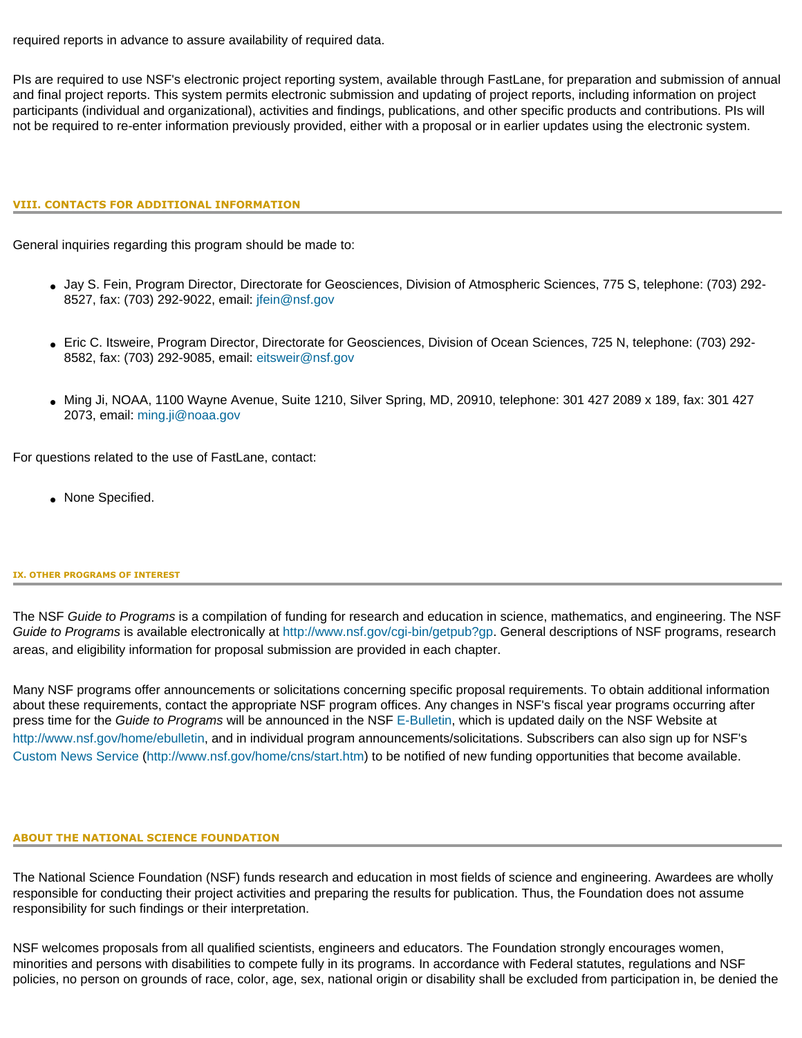required reports in advance to assure availability of required data.

PIs are required to use NSF's electronic project reporting system, available through FastLane, for preparation and submission of annual and final project reports. This system permits electronic submission and updating of project reports, including information on project participants (individual and organizational), activities and findings, publications, and other specific products and contributions. PIs will not be required to re-enter information previously provided, either with a proposal or in earlier updates using the electronic system.

## VIII. CONTACTS FOR ADDITIONAL INFORMATION

General inquiries regarding this program should be made to:

- Jay S. Fein, Program Director, Directorate for Geosciences, Division of Atmospheric Sciences, 775 S, telephone: (703) 292-8527, fax: (703) 292-9022, email: jfein@nsf.gov
- Eric C. Itsweire, Program Director, Directorate for Geosciences, Division of Ocean Sciences, 725 N, telephone: (703) 292-8582, fax: (703) 292-9085, email: eitsweir@nsf.gov
- Ming Ji, NOAA, 1100 Wayne Avenue, Suite 1210, Silver Spring, MD, 20910, telephone: 301 427 2089 x 189, fax: 301 427 2073, email: ming.ji@noaa.gov

For questions related to the use of FastLane, contact:

- None Specified.

## IX. OTHER PROGRAMS OF INTEREST

The NSF *Guide to Programs* is a compilation of funding for research and education in science, mathematics, and engineering. The NSF *Guide to Programs* is available electronically at http://www.nsf.gov/cgi-bin/getpub?gp. General descriptions of NSF programs, research areas, and eligibility information for proposal submission are provided in each chapter.

Many NSF programs offer announcements or solicitations concerning specific proposal requirements. To obtain additional information about these requirements, contact the appropriate NSF program offices. Any changes in NSF's fiscal year programs occurring after press time for the *Guide to Programs* will be announced in the NSF E-Bulletin, which is updated daily on the NSF Website at http://www.nsf.gov/home/ebulletin, and in individual program announcements/solicitations. Subscribers can also sign up for NSF's Custom News Service (http://www.nsf.gov/home/cns/start.htm) to be notified of new funding opportunities that become available.

## ABOUT THE NATIONAL SCIENCE FOUNDATION

The National Science Foundation (NSF) funds research and education in most fields of science and engineering. Awardees are wholly responsible for conducting their project activities and preparing the results for publication. Thus, the Foundation does not assume responsibility for such findings or their interpretation.

NSF welcomes proposals from all qualified scientists, engineers and educators. The Foundation strongly encourages women, minorities and persons with disabilities to compete fully in its programs. In accordance with Federal statutes, regulations and NSF policies, no person on grounds of race, color, age, sex, national origin or disability shall be excluded from participation in, be denied the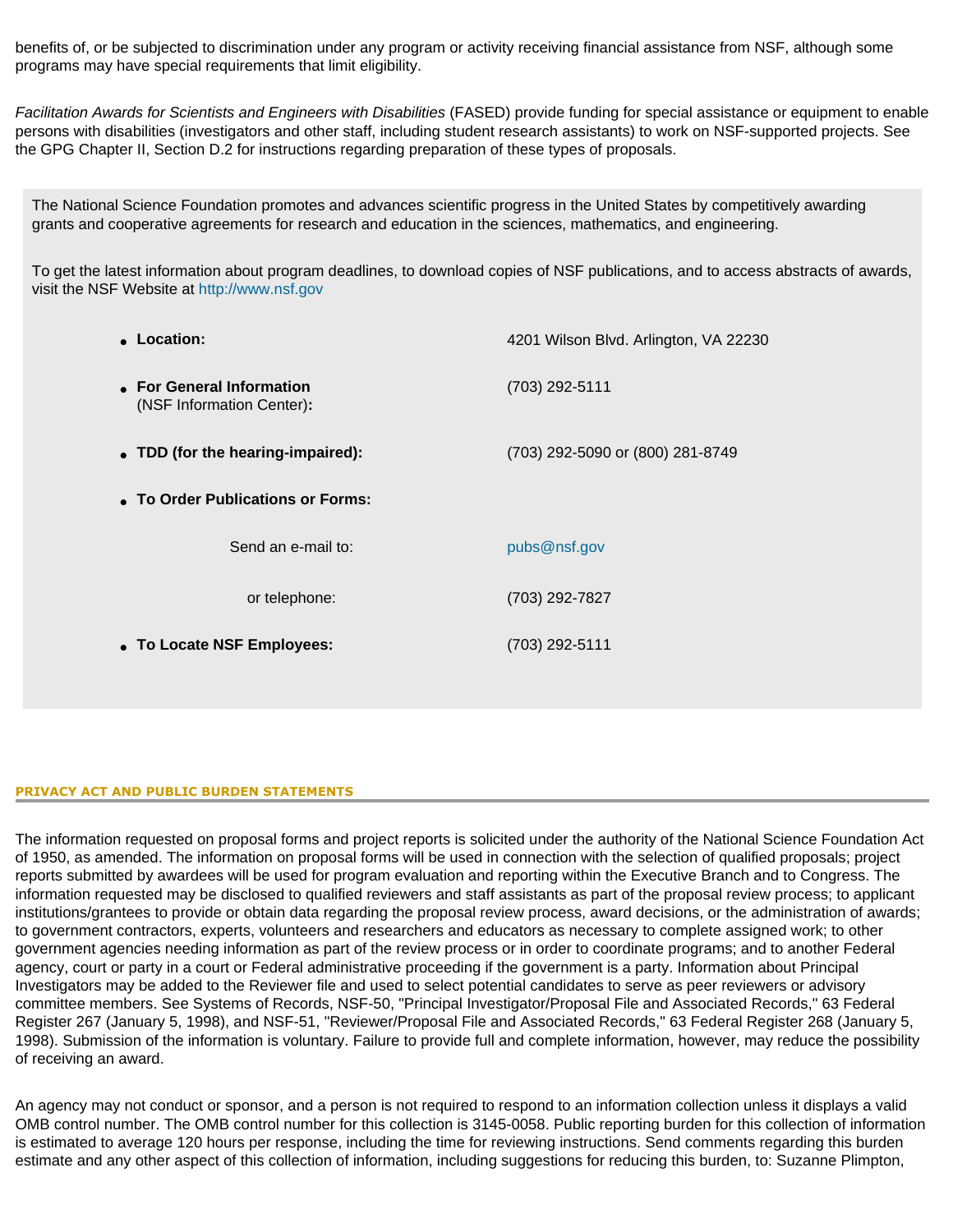benefits of, or be subjected to discrimination under any program or activity receiving financial assistance from NSF, although some programs may have special requirements that limit eligibility.

*Facilitation Awards for Scientists and Engineers with Disabilities* (FASED) provide funding for special assistance or equipment to enable persons with disabilities (investigators and other staff, including student research assistants) to work on NSF-supported projects. See the GPG Chapter II, Section D.2 for instructions regarding preparation of these types of proposals.

The National Science Foundation promotes and advances scientific progress in the United States by competitively awarding grants and cooperative agreements for research and education in the sciences, mathematics, and engineering.

To get the latest information about program deadlines, to download copies of NSF publications, and to access abstracts of awards, visit the NSF Website at http://www.nsf.gov

- **Location:** 4201 Wilson Blvd. Arlington, VA 22230
- **For General Information** (NSF Information Center)**:** (703) 292-5111
- **TDD (for the hearing-impaired):** (703) 292-5090 or (800) 281-8749
- **To Order Publications or Forms:**
  - Send an e-mail to: pubs@nsf.gov
  - or telephone: (703) 292-7827
- **To Locate NSF Employees:** (703) 292-5111

## PRIVACY ACT AND PUBLIC BURDEN STATEMENTS

The information requested on proposal forms and project reports is solicited under the authority of the National Science Foundation Act of 1950, as amended. The information on proposal forms will be used in connection with the selection of qualified proposals; project reports submitted by awardees will be used for program evaluation and reporting within the Executive Branch and to Congress. The information requested may be disclosed to qualified reviewers and staff assistants as part of the proposal review process; to applicant institutions/grantees to provide or obtain data regarding the proposal review process, award decisions, or the administration of awards; to government contractors, experts, volunteers and researchers and educators as necessary to complete assigned work; to other government agencies needing information as part of the review process or in order to coordinate programs; and to another Federal agency, court or party in a court or Federal administrative proceeding if the government is a party. Information about Principal Investigators may be added to the Reviewer file and used to select potential candidates to serve as peer reviewers or advisory committee members. See Systems of Records, NSF-50, "Principal Investigator/Proposal File and Associated Records," 63 Federal Register 267 (January 5, 1998), and NSF-51, "Reviewer/Proposal File and Associated Records," 63 Federal Register 268 (January 5, 1998). Submission of the information is voluntary. Failure to provide full and complete information, however, may reduce the possibility of receiving an award.

An agency may not conduct or sponsor, and a person is not required to respond to an information collection unless it displays a valid OMB control number. The OMB control number for this collection is 3145-0058. Public reporting burden for this collection of information is estimated to average 120 hours per response, including the time for reviewing instructions. Send comments regarding this burden estimate and any other aspect of this collection of information, including suggestions for reducing this burden, to: Suzanne Plimpton,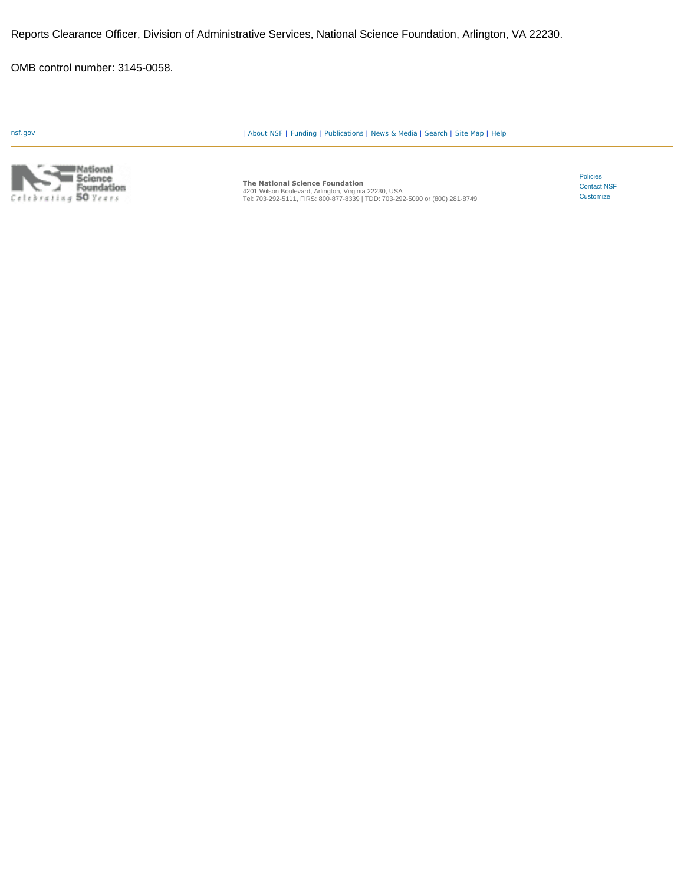Reports Clearance Officer, Division of Administrative Services, National Science Foundation, Arlington, VA 22230.

OMB control number: 3145-0058.

nsf.gov | About NSF | Funding | Publications | News & Media | Search | Site Map | Help

**The National Science Foundation**
4201 Wilson Boulevard, Arlington, Virginia 22230, USA
Tel: 703-292-5111, FIRS: 800-877-8339 | TDD: 703-292-5090 or (800) 281-8749

Policies
Contact NSF
Customize